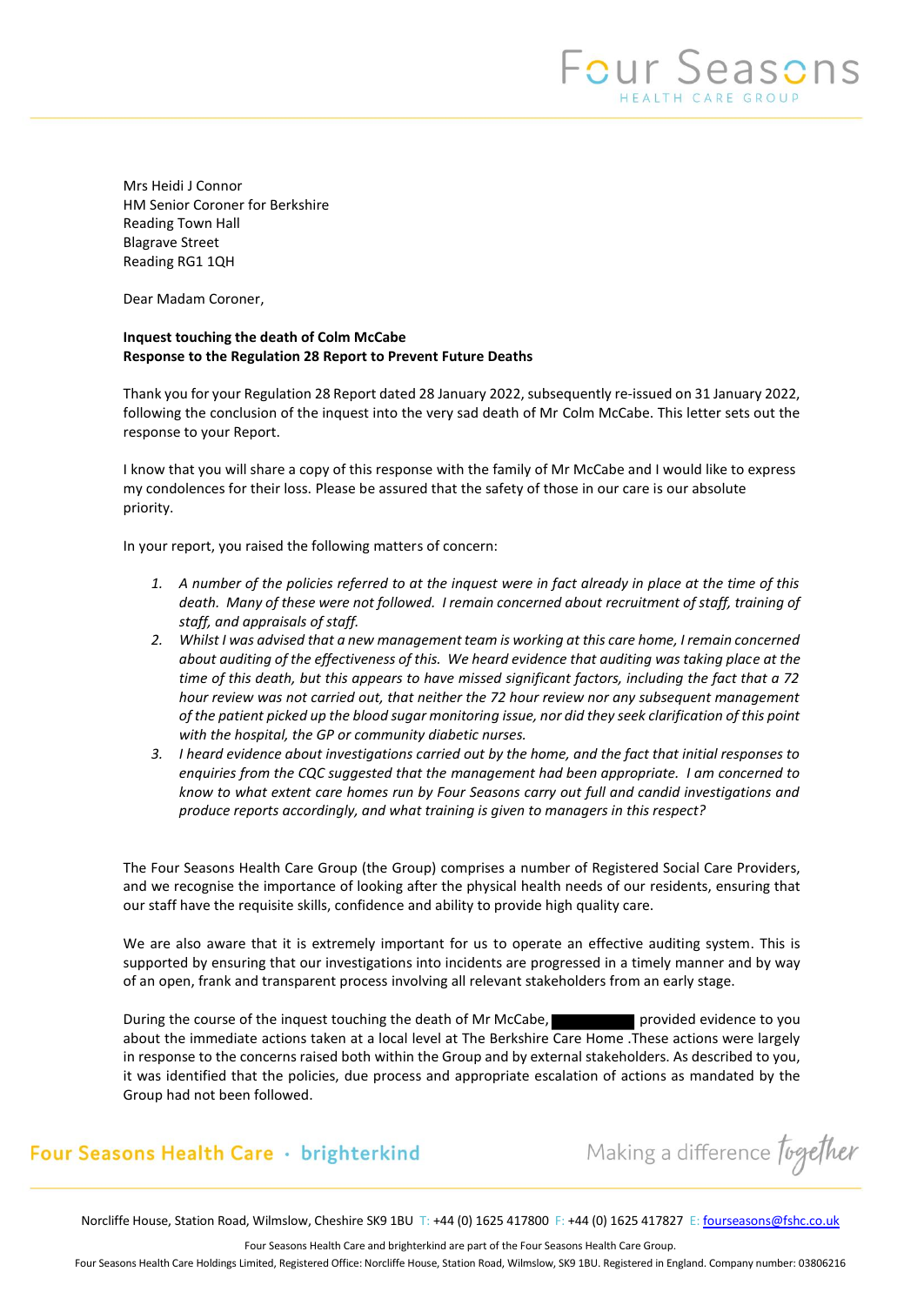Mrs Heidi J Connor
HM Senior Coroner for Berkshire
Reading Town Hall
Blagrave Street
Reading RG1 1QH

Dear Madam Coroner,

**Inquest touching the death of Colm McCabe**
**Response to the Regulation 28 Report to Prevent Future Deaths**

Thank you for your Regulation 28 Report dated 28 January 2022, subsequently re-issued on 31 January 2022, following the conclusion of the inquest into the very sad death of Mr Colm McCabe. This letter sets out the response to your Report.

I know that you will share a copy of this response with the family of Mr McCabe and I would like to express my condolences for their loss. Please be assured that the safety of those in our care is our absolute priority.

In your report, you raised the following matters of concern:

1. *A number of the policies referred to at the inquest were in fact already in place at the time of this death. Many of these were not followed. I remain concerned about recruitment of staff, training of staff, and appraisals of staff.*
2. *Whilst I was advised that a new management team is working at this care home, I remain concerned about auditing of the effectiveness of this. We heard evidence that auditing was taking place at the time of this death, but this appears to have missed significant factors, including the fact that a 72 hour review was not carried out, that neither the 72 hour review nor any subsequent management of the patient picked up the blood sugar monitoring issue, nor did they seek clarification of this point with the hospital, the GP or community diabetic nurses.*
3. *I heard evidence about investigations carried out by the home, and the fact that initial responses to enquiries from the CQC suggested that the management had been appropriate. I am concerned to know to what extent care homes run by Four Seasons carry out full and candid investigations and produce reports accordingly, and what training is given to managers in this respect?*

The Four Seasons Health Care Group (the Group) comprises a number of Registered Social Care Providers, and we recognise the importance of looking after the physical health needs of our residents, ensuring that our staff have the requisite skills, confidence and ability to provide high quality care.

We are also aware that it is extremely important for us to operate an effective auditing system. This is supported by ensuring that our investigations into incidents are progressed in a timely manner and by way of an open, frank and transparent process involving all relevant stakeholders from an early stage.

During the course of the inquest touching the death of Mr McCabe, [REDACTED] provided evidence to you about the immediate actions taken at a local level at The Berkshire Care Home .These actions were largely in response to the concerns raised both within the Group and by external stakeholders. As described to you, it was identified that the policies, due process and appropriate escalation of actions as mandated by the Group had not been followed.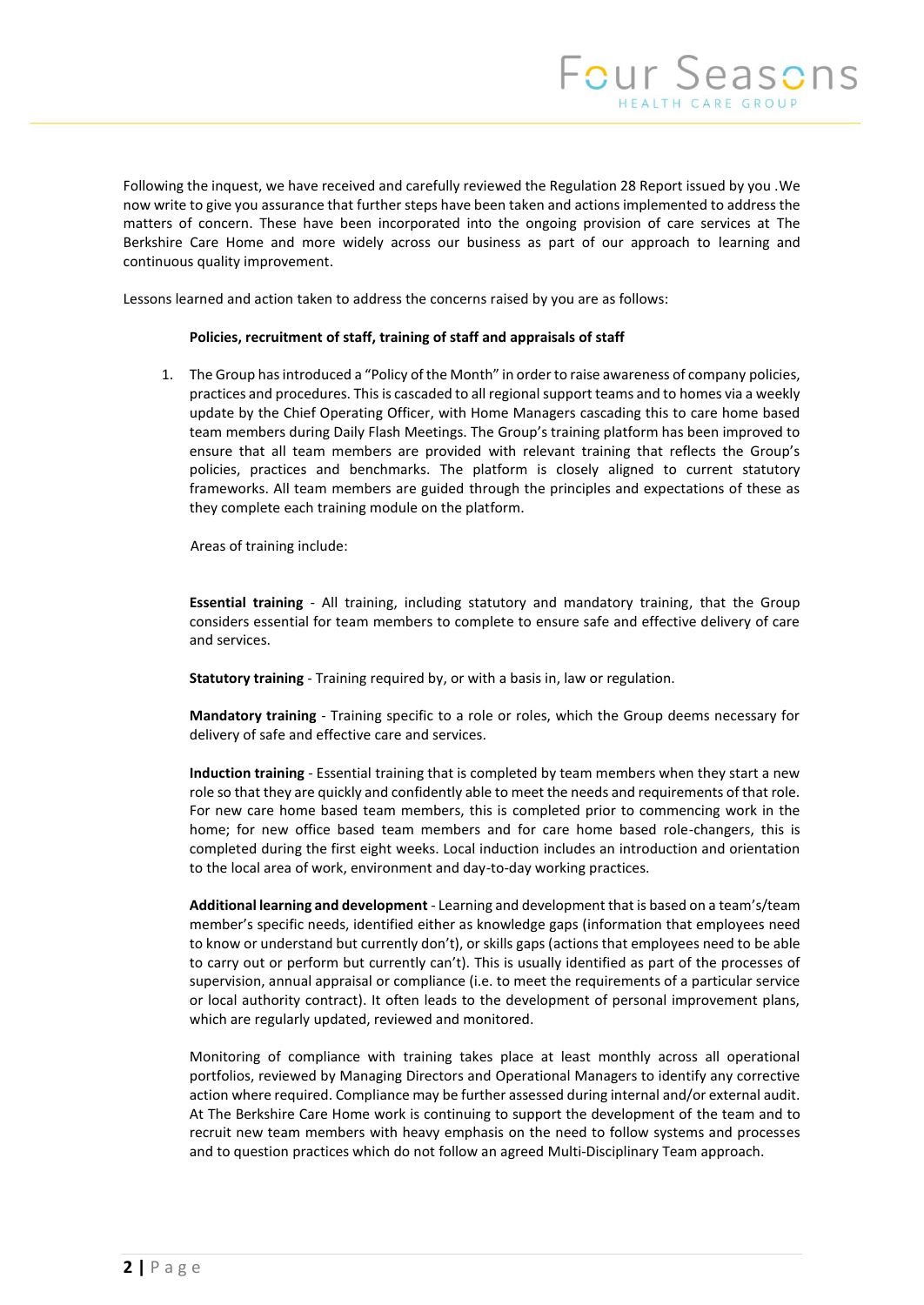Following the inquest, we have received and carefully reviewed the Regulation 28 Report issued by you .We now write to give you assurance that further steps have been taken and actions implemented to address the matters of concern. These have been incorporated into the ongoing provision of care services at The Berkshire Care Home and more widely across our business as part of our approach to learning and continuous quality improvement.

Lessons learned and action taken to address the concerns raised by you are as follows:

**Policies, recruitment of staff, training of staff and appraisals of staff**

1. The Group has introduced a "Policy of the Month" in order to raise awareness of company policies, practices and procedures. This is cascaded to all regional support teams and to homes via a weekly update by the Chief Operating Officer, with Home Managers cascading this to care home based team members during Daily Flash Meetings. The Group's training platform has been improved to ensure that all team members are provided with relevant training that reflects the Group's policies, practices and benchmarks. The platform is closely aligned to current statutory frameworks. All team members are guided through the principles and expectations of these as they complete each training module on the platform.

   Areas of training include:

   **Essential training** - All training, including statutory and mandatory training, that the Group considers essential for team members to complete to ensure safe and effective delivery of care and services.

   **Statutory training** - Training required by, or with a basis in, law or regulation.

   **Mandatory training** - Training specific to a role or roles, which the Group deems necessary for delivery of safe and effective care and services.

   **Induction training** - Essential training that is completed by team members when they start a new role so that they are quickly and confidently able to meet the needs and requirements of that role. For new care home based team members, this is completed prior to commencing work in the home; for new office based team members and for care home based role-changers, this is completed during the first eight weeks. Local induction includes an introduction and orientation to the local area of work, environment and day-to-day working practices.

   **Additional learning and development** - Learning and development that is based on a team's/team member's specific needs, identified either as knowledge gaps (information that employees need to know or understand but currently don't), or skills gaps (actions that employees need to be able to carry out or perform but currently can't). This is usually identified as part of the processes of supervision, annual appraisal or compliance (i.e. to meet the requirements of a particular service or local authority contract). It often leads to the development of personal improvement plans, which are regularly updated, reviewed and monitored.

   Monitoring of compliance with training takes place at least monthly across all operational portfolios, reviewed by Managing Directors and Operational Managers to identify any corrective action where required. Compliance may be further assessed during internal and/or external audit. At The Berkshire Care Home work is continuing to support the development of the team and to recruit new team members with heavy emphasis on the need to follow systems and processes and to question practices which do not follow an agreed Multi-Disciplinary Team approach.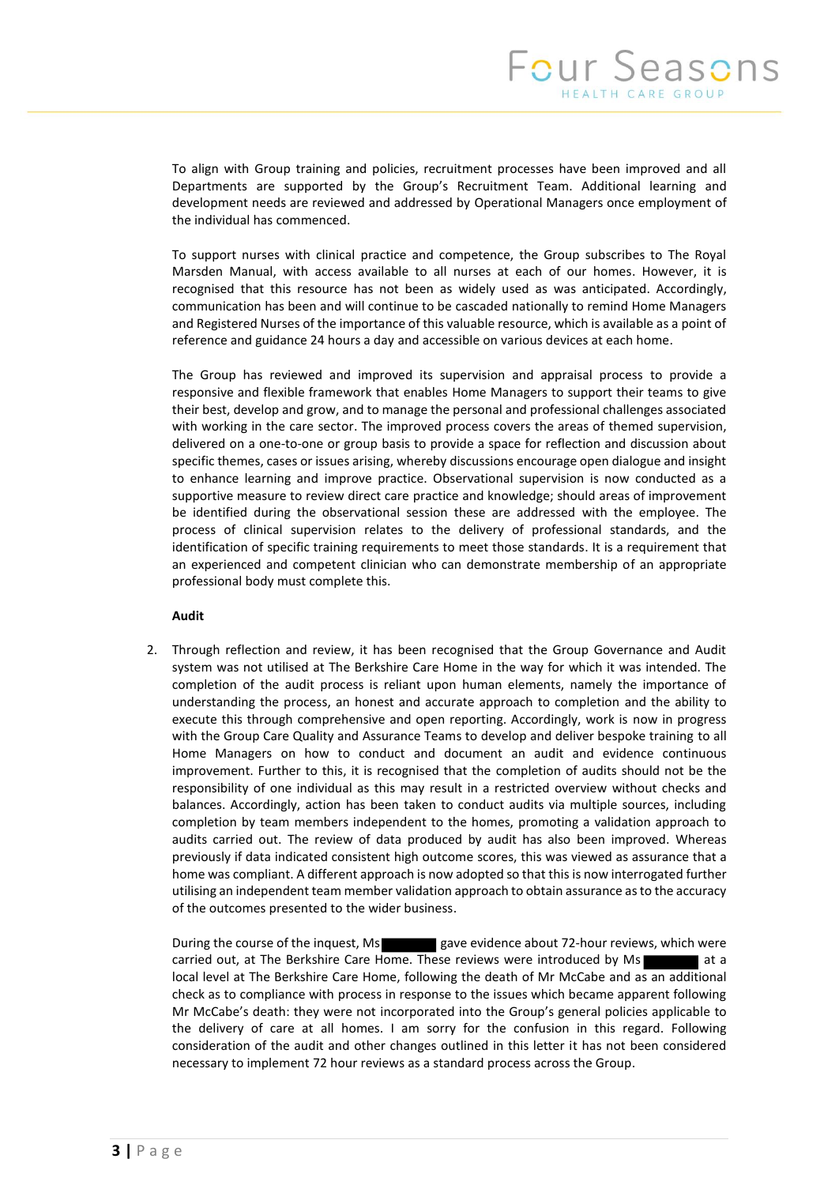To align with Group training and policies, recruitment processes have been improved and all Departments are supported by the Group's Recruitment Team. Additional learning and development needs are reviewed and addressed by Operational Managers once employment of the individual has commenced.

To support nurses with clinical practice and competence, the Group subscribes to The Royal Marsden Manual, with access available to all nurses at each of our homes. However, it is recognised that this resource has not been as widely used as was anticipated. Accordingly, communication has been and will continue to be cascaded nationally to remind Home Managers and Registered Nurses of the importance of this valuable resource, which is available as a point of reference and guidance 24 hours a day and accessible on various devices at each home.

The Group has reviewed and improved its supervision and appraisal process to provide a responsive and flexible framework that enables Home Managers to support their teams to give their best, develop and grow, and to manage the personal and professional challenges associated with working in the care sector. The improved process covers the areas of themed supervision, delivered on a one-to-one or group basis to provide a space for reflection and discussion about specific themes, cases or issues arising, whereby discussions encourage open dialogue and insight to enhance learning and improve practice. Observational supervision is now conducted as a supportive measure to review direct care practice and knowledge; should areas of improvement be identified during the observational session these are addressed with the employee. The process of clinical supervision relates to the delivery of professional standards, and the identification of specific training requirements to meet those standards. It is a requirement that an experienced and competent clinician who can demonstrate membership of an appropriate professional body must complete this.

**Audit**

2. Through reflection and review, it has been recognised that the Group Governance and Audit system was not utilised at The Berkshire Care Home in the way for which it was intended. The completion of the audit process is reliant upon human elements, namely the importance of understanding the process, an honest and accurate approach to completion and the ability to execute this through comprehensive and open reporting. Accordingly, work is now in progress with the Group Care Quality and Assurance Teams to develop and deliver bespoke training to all Home Managers on how to conduct and document an audit and evidence continuous improvement. Further to this, it is recognised that the completion of audits should not be the responsibility of one individual as this may result in a restricted overview without checks and balances. Accordingly, action has been taken to conduct audits via multiple sources, including completion by team members independent to the homes, promoting a validation approach to audits carried out. The review of data produced by audit has also been improved. Whereas previously if data indicated consistent high outcome scores, this was viewed as assurance that a home was compliant. A different approach is now adopted so that this is now interrogated further utilising an independent team member validation approach to obtain assurance as to the accuracy of the outcomes presented to the wider business.

   During the course of the inquest, Ms [REDACTED] gave evidence about 72-hour reviews, which were carried out, at The Berkshire Care Home. These reviews were introduced by Ms [REDACTED] at a local level at The Berkshire Care Home, following the death of Mr McCabe and as an additional check as to compliance with process in response to the issues which became apparent following Mr McCabe's death: they were not incorporated into the Group's general policies applicable to the delivery of care at all homes. I am sorry for the confusion in this regard. Following consideration of the audit and other changes outlined in this letter it has not been considered necessary to implement 72 hour reviews as a standard process across the Group.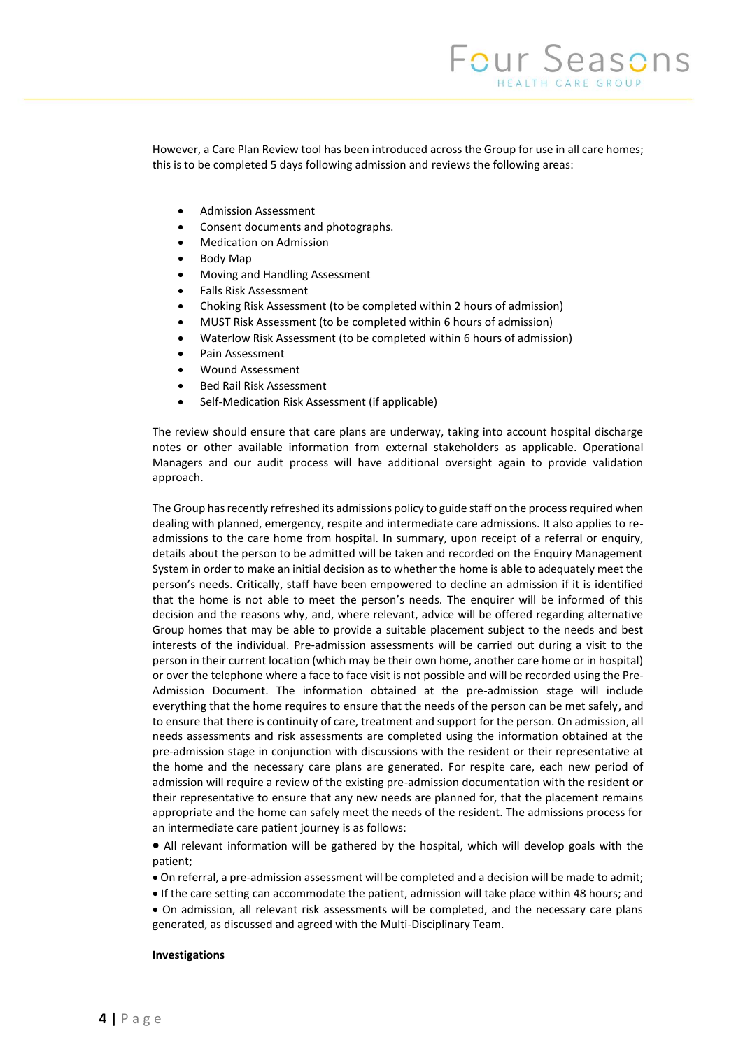However, a Care Plan Review tool has been introduced across the Group for use in all care homes; this is to be completed 5 days following admission and reviews the following areas:

- Admission Assessment
- Consent documents and photographs.
- Medication on Admission
- Body Map
- Moving and Handling Assessment
- Falls Risk Assessment
- Choking Risk Assessment (to be completed within 2 hours of admission)
- MUST Risk Assessment (to be completed within 6 hours of admission)
- Waterlow Risk Assessment (to be completed within 6 hours of admission)
- Pain Assessment
- Wound Assessment
- Bed Rail Risk Assessment
- Self-Medication Risk Assessment (if applicable)

The review should ensure that care plans are underway, taking into account hospital discharge notes or other available information from external stakeholders as applicable. Operational Managers and our audit process will have additional oversight again to provide validation approach.

The Group has recently refreshed its admissions policy to guide staff on the process required when dealing with planned, emergency, respite and intermediate care admissions. It also applies to re-admissions to the care home from hospital. In summary, upon receipt of a referral or enquiry, details about the person to be admitted will be taken and recorded on the Enquiry Management System in order to make an initial decision as to whether the home is able to adequately meet the person's needs. Critically, staff have been empowered to decline an admission if it is identified that the home is not able to meet the person's needs. The enquirer will be informed of this decision and the reasons why, and, where relevant, advice will be offered regarding alternative Group homes that may be able to provide a suitable placement subject to the needs and best interests of the individual. Pre-admission assessments will be carried out during a visit to the person in their current location (which may be their own home, another care home or in hospital) or over the telephone where a face to face visit is not possible and will be recorded using the Pre-Admission Document. The information obtained at the pre-admission stage will include everything that the home requires to ensure that the needs of the person can be met safely, and to ensure that there is continuity of care, treatment and support for the person. On admission, all needs assessments and risk assessments are completed using the information obtained at the pre-admission stage in conjunction with discussions with the resident or their representative at the home and the necessary care plans are generated. For respite care, each new period of admission will require a review of the existing pre-admission documentation with the resident or their representative to ensure that any new needs are planned for, that the placement remains appropriate and the home can safely meet the needs of the resident. The admissions process for an intermediate care patient journey is as follows:

- All relevant information will be gathered by the hospital, which will develop goals with the patient;
- On referral, a pre-admission assessment will be completed and a decision will be made to admit;
- If the care setting can accommodate the patient, admission will take place within 48 hours; and
- On admission, all relevant risk assessments will be completed, and the necessary care plans generated, as discussed and agreed with the Multi-Disciplinary Team.

**Investigations**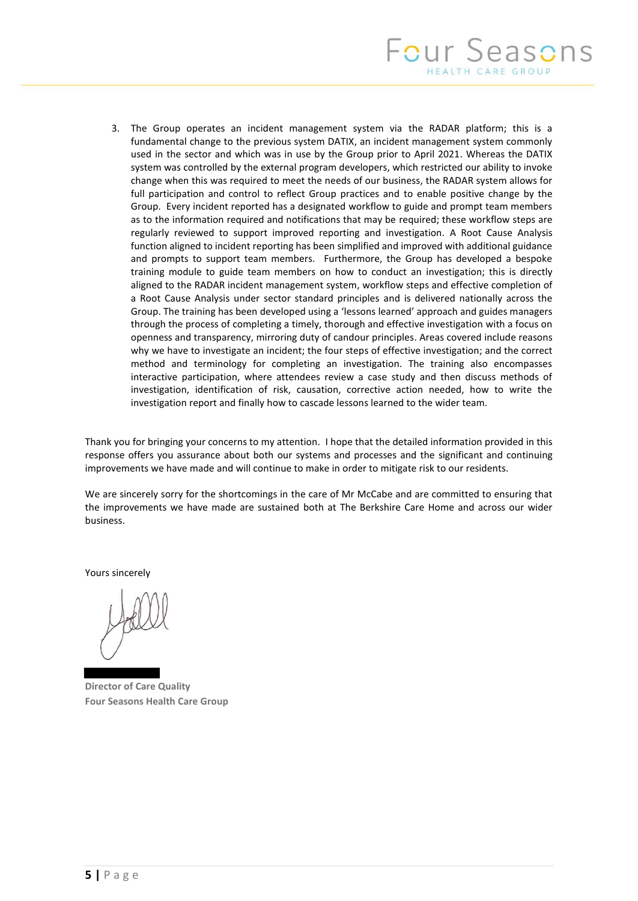3. The Group operates an incident management system via the RADAR platform; this is a fundamental change to the previous system DATIX, an incident management system commonly used in the sector and which was in use by the Group prior to April 2021. Whereas the DATIX system was controlled by the external program developers, which restricted our ability to invoke change when this was required to meet the needs of our business, the RADAR system allows for full participation and control to reflect Group practices and to enable positive change by the Group. Every incident reported has a designated workflow to guide and prompt team members as to the information required and notifications that may be required; these workflow steps are regularly reviewed to support improved reporting and investigation. A Root Cause Analysis function aligned to incident reporting has been simplified and improved with additional guidance and prompts to support team members. Furthermore, the Group has developed a bespoke training module to guide team members on how to conduct an investigation; this is directly aligned to the RADAR incident management system, workflow steps and effective completion of a Root Cause Analysis under sector standard principles and is delivered nationally across the Group. The training has been developed using a 'lessons learned' approach and guides managers through the process of completing a timely, thorough and effective investigation with a focus on openness and transparency, mirroring duty of candour principles. Areas covered include reasons why we have to investigate an incident; the four steps of effective investigation; and the correct method and terminology for completing an investigation. The training also encompasses interactive participation, where attendees review a case study and then discuss methods of investigation, identification of risk, causation, corrective action needed, how to write the investigation report and finally how to cascade lessons learned to the wider team.

Thank you for bringing your concerns to my attention. I hope that the detailed information provided in this response offers you assurance about both our systems and processes and the significant and continuing improvements we have made and will continue to make in order to mitigate risk to our residents.

We are sincerely sorry for the shortcomings in the care of Mr McCabe and are committed to ensuring that the improvements we have made are sustained both at The Berkshire Care Home and across our wider business.

Yours sincerely

**Director of Care Quality**
**Four Seasons Health Care Group**